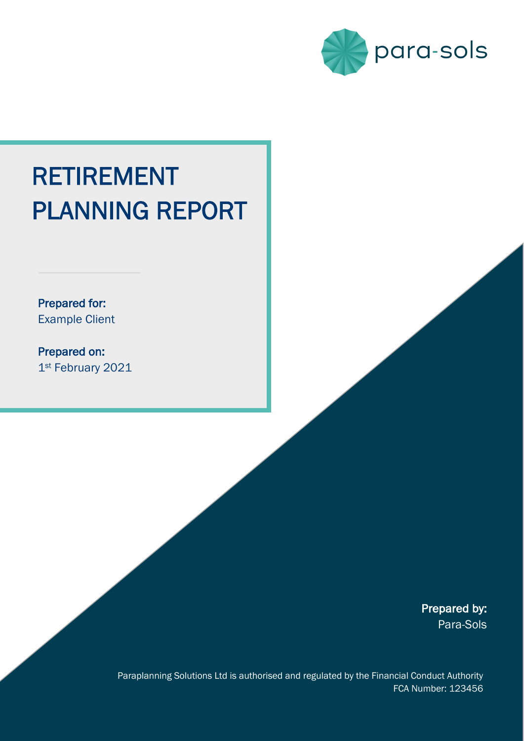para-sols

# RETIREMENT PLANNING REPORT

**Prepared for:**
Example Client

**Prepared on:**
1st February 2021

**Prepared by:**
Para-Sols

Paraplanning Solutions Ltd is authorised and regulated by the Financial Conduct Authority
FCA Number: 123456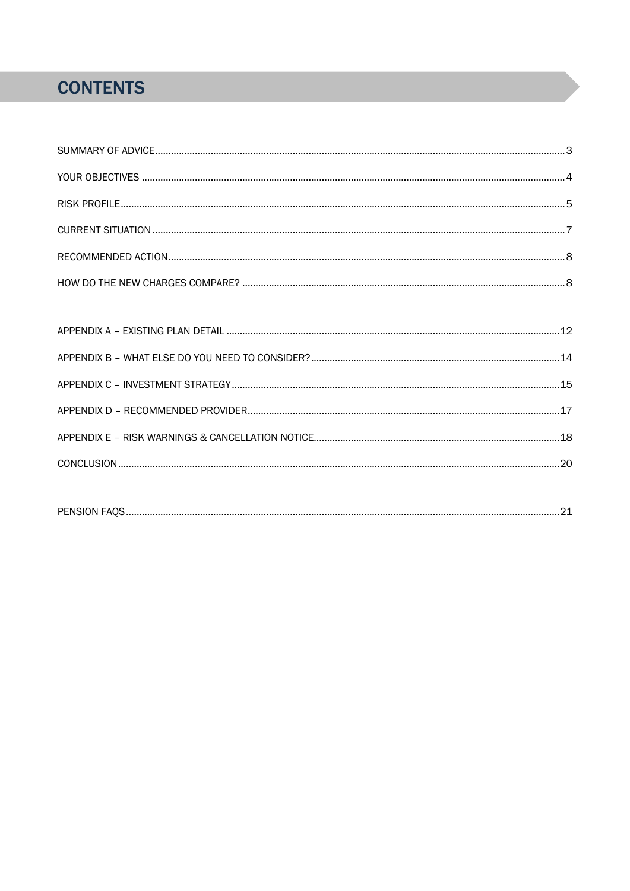# CONTENTS

SUMMARY OF ADVICE........................................................................................................................................3

YOUR OBJECTIVES .........................................................................................................................................4

RISK PROFILE..................................................................................................................................................5

CURRENT SITUATION .....................................................................................................................................7

RECOMMENDED ACTION...............................................................................................................................8

HOW DO THE NEW CHARGES COMPARE? ....................................................................................................8

APPENDIX A – EXISTING PLAN DETAIL .........................................................................................................12

APPENDIX B – WHAT ELSE DO YOU NEED TO CONSIDER?..........................................................................14

APPENDIX C – INVESTMENT STRATEGY.......................................................................................................15

APPENDIX D – RECOMMENDED PROVIDER.................................................................................................17

APPENDIX E – RISK WARNINGS & CANCELLATION NOTICE.........................................................................18

CONCLUSION................................................................................................................................................20

PENSION FAQS..............................................................................................................................................21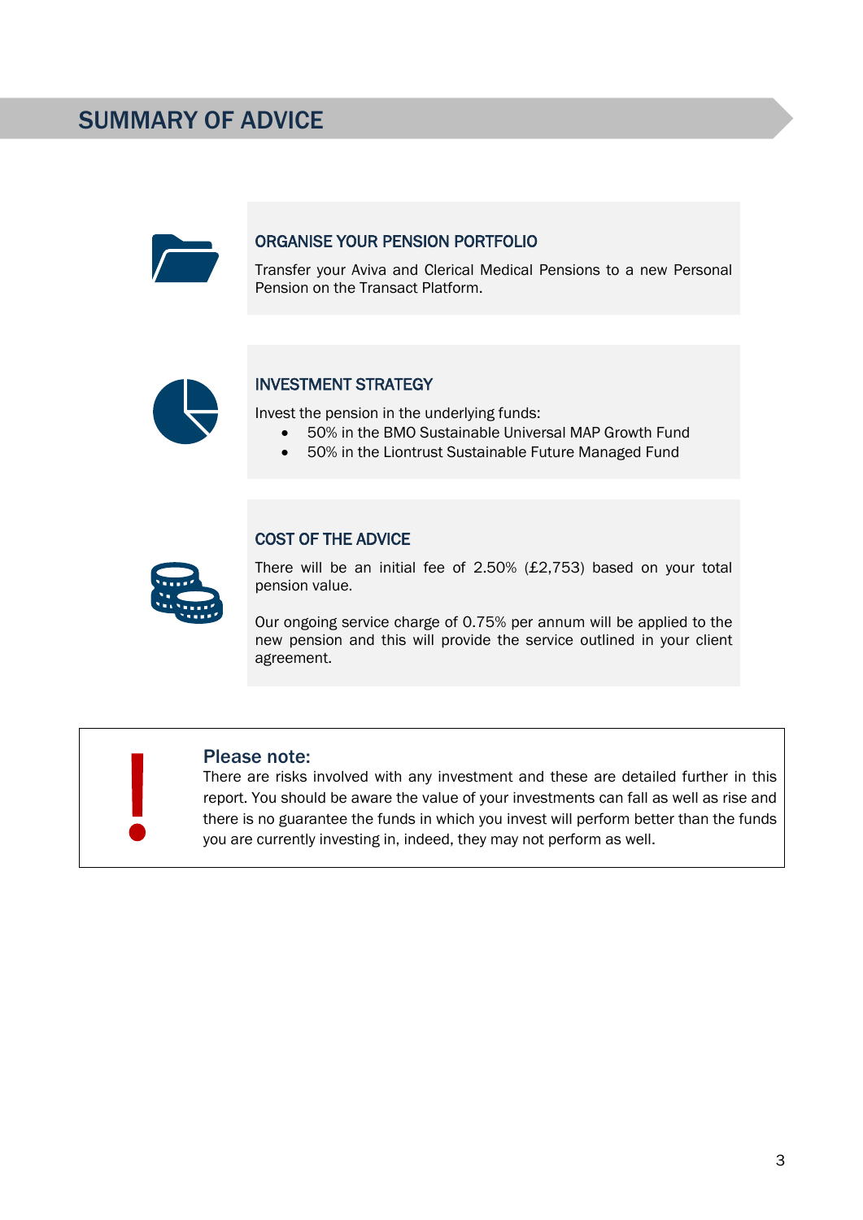# SUMMARY OF ADVICE

## ORGANISE YOUR PENSION PORTFOLIO

Transfer your Aviva and Clerical Medical Pensions to a new Personal Pension on the Transact Platform.

## INVESTMENT STRATEGY

Invest the pension in the underlying funds:

- 50% in the BMO Sustainable Universal MAP Growth Fund
- 50% in the Liontrust Sustainable Future Managed Fund

## COST OF THE ADVICE

There will be an initial fee of 2.50% (£2,753) based on your total pension value.

Our ongoing service charge of 0.75% per annum will be applied to the new pension and this will provide the service outlined in your client agreement.

**Please note:**
There are risks involved with any investment and these are detailed further in this report. You should be aware the value of your investments can fall as well as rise and there is no guarantee the funds in which you invest will perform better than the funds you are currently investing in, indeed, they may not perform as well.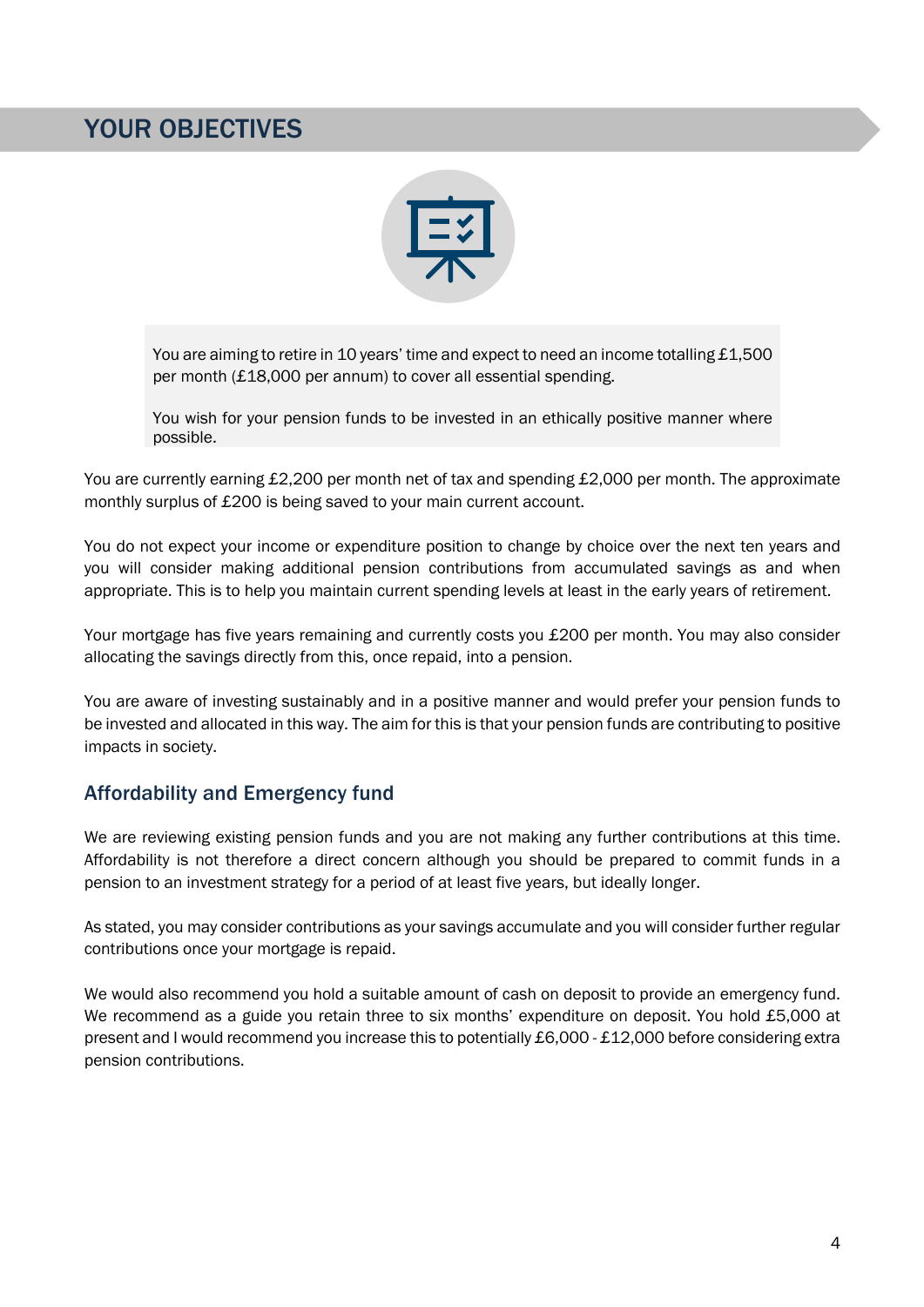# YOUR OBJECTIVES

You are aiming to retire in 10 years' time and expect to need an income totalling £1,500 per month (£18,000 per annum) to cover all essential spending.

You wish for your pension funds to be invested in an ethically positive manner where possible.

You are currently earning £2,200 per month net of tax and spending £2,000 per month. The approximate monthly surplus of £200 is being saved to your main current account.

You do not expect your income or expenditure position to change by choice over the next ten years and you will consider making additional pension contributions from accumulated savings as and when appropriate. This is to help you maintain current spending levels at least in the early years of retirement.

Your mortgage has five years remaining and currently costs you £200 per month. You may also consider allocating the savings directly from this, once repaid, into a pension.

You are aware of investing sustainably and in a positive manner and would prefer your pension funds to be invested and allocated in this way. The aim for this is that your pension funds are contributing to positive impacts in society.

## Affordability and Emergency fund

We are reviewing existing pension funds and you are not making any further contributions at this time. Affordability is not therefore a direct concern although you should be prepared to commit funds in a pension to an investment strategy for a period of at least five years, but ideally longer.

As stated, you may consider contributions as your savings accumulate and you will consider further regular contributions once your mortgage is repaid.

We would also recommend you hold a suitable amount of cash on deposit to provide an emergency fund. We recommend as a guide you retain three to six months' expenditure on deposit. You hold £5,000 at present and I would recommend you increase this to potentially £6,000 - £12,000 before considering extra pension contributions.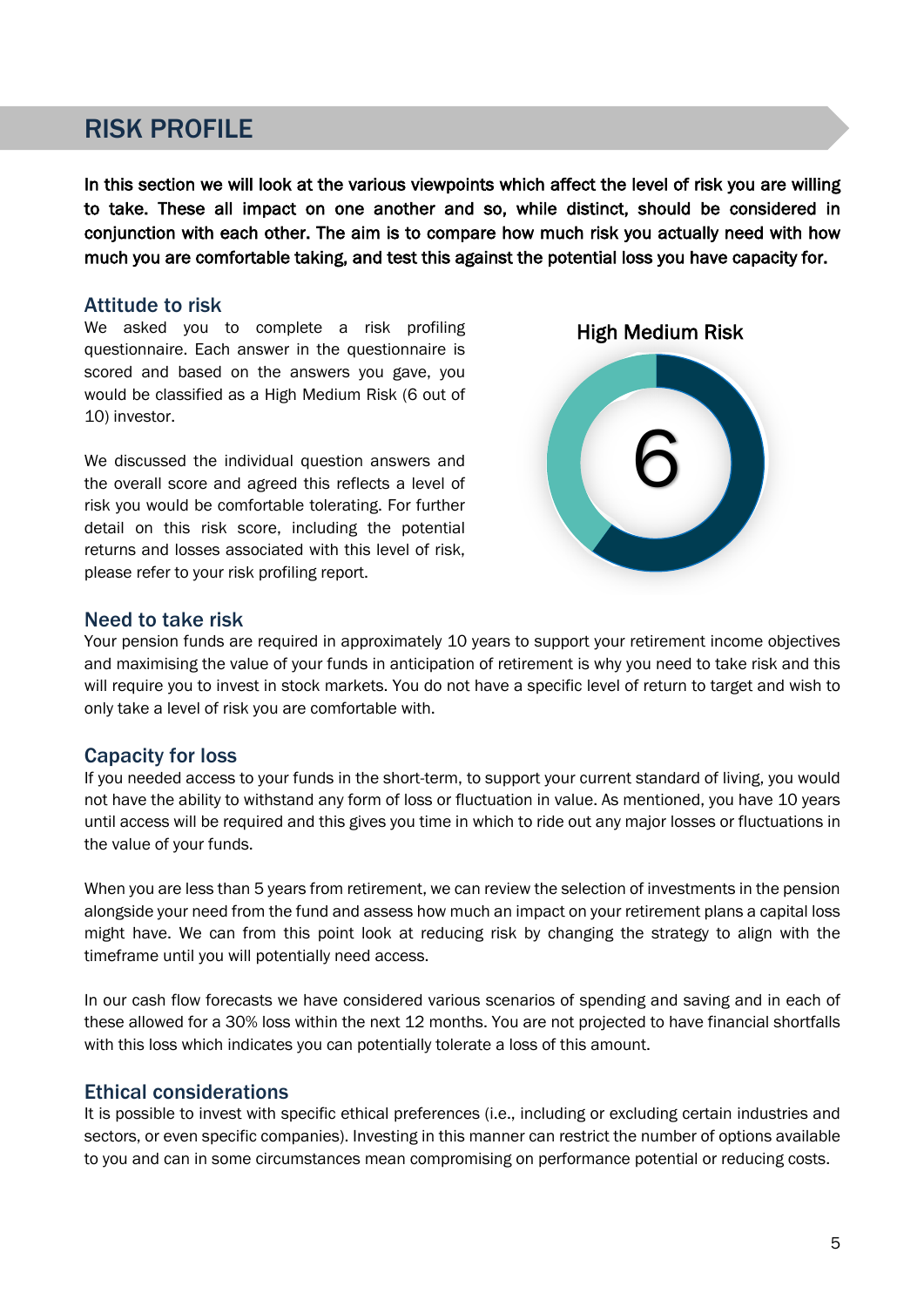## RISK PROFILE

**In this section we will look at the various viewpoints which affect the level of risk you are willing to take. These all impact on one another and so, while distinct, should be considered in conjunction with each other. The aim is to compare how much risk you actually need with how much you are comfortable taking, and test this against the potential loss you have capacity for.**

### Attitude to risk

We asked you to complete a risk profiling questionnaire. Each answer in the questionnaire is scored and based on the answers you gave, you would be classified as a High Medium Risk (6 out of 10) investor.

We discussed the individual question answers and the overall score and agreed this reflects a level of risk you would be comfortable tolerating. For further detail on this risk score, including the potential returns and losses associated with this level of risk, please refer to your risk profiling report.

High Medium Risk

6

### Need to take risk

Your pension funds are required in approximately 10 years to support your retirement income objectives and maximising the value of your funds in anticipation of retirement is why you need to take risk and this will require you to invest in stock markets. You do not have a specific level of return to target and wish to only take a level of risk you are comfortable with.

### Capacity for loss

If you needed access to your funds in the short-term, to support your current standard of living, you would not have the ability to withstand any form of loss or fluctuation in value. As mentioned, you have 10 years until access will be required and this gives you time in which to ride out any major losses or fluctuations in the value of your funds.

When you are less than 5 years from retirement, we can review the selection of investments in the pension alongside your need from the fund and assess how much an impact on your retirement plans a capital loss might have. We can from this point look at reducing risk by changing the strategy to align with the timeframe until you will potentially need access.

In our cash flow forecasts we have considered various scenarios of spending and saving and in each of these allowed for a 30% loss within the next 12 months. You are not projected to have financial shortfalls with this loss which indicates you can potentially tolerate a loss of this amount.

### Ethical considerations

It is possible to invest with specific ethical preferences (i.e., including or excluding certain industries and sectors, or even specific companies). Investing in this manner can restrict the number of options available to you and can in some circumstances mean compromising on performance potential or reducing costs.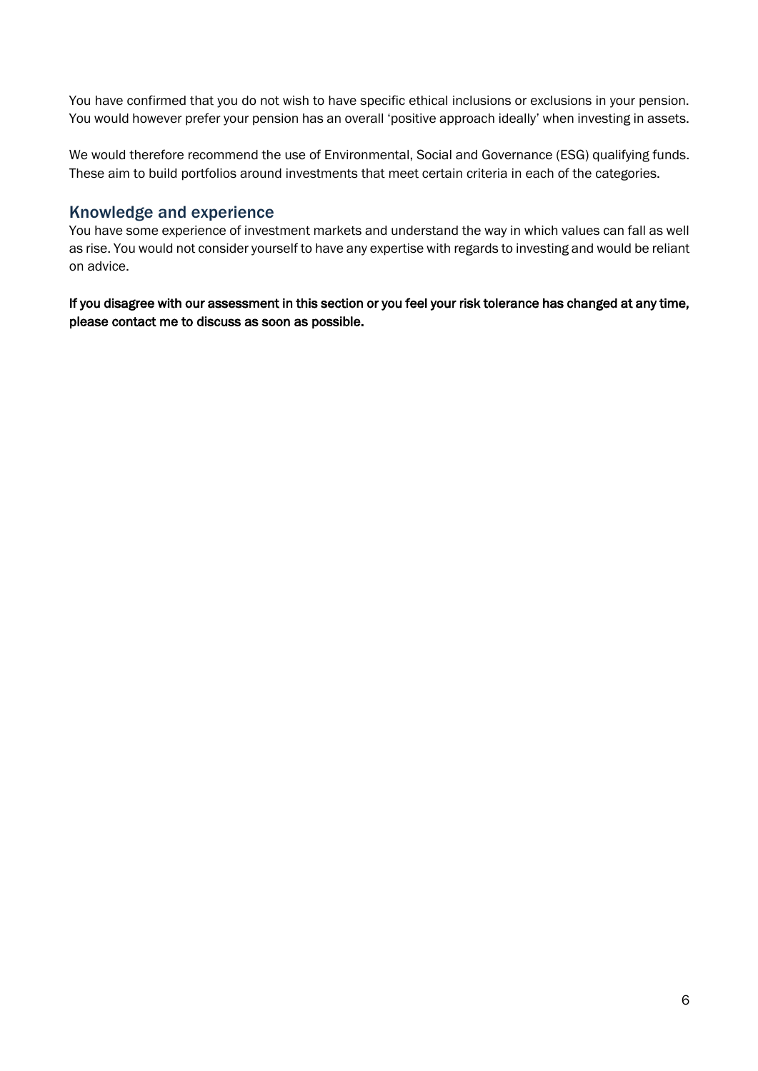You have confirmed that you do not wish to have specific ethical inclusions or exclusions in your pension. You would however prefer your pension has an overall 'positive approach ideally' when investing in assets.

We would therefore recommend the use of Environmental, Social and Governance (ESG) qualifying funds. These aim to build portfolios around investments that meet certain criteria in each of the categories.

## Knowledge and experience

You have some experience of investment markets and understand the way in which values can fall as well as rise. You would not consider yourself to have any expertise with regards to investing and would be reliant on advice.

**If you disagree with our assessment in this section or you feel your risk tolerance has changed at any time, please contact me to discuss as soon as possible.**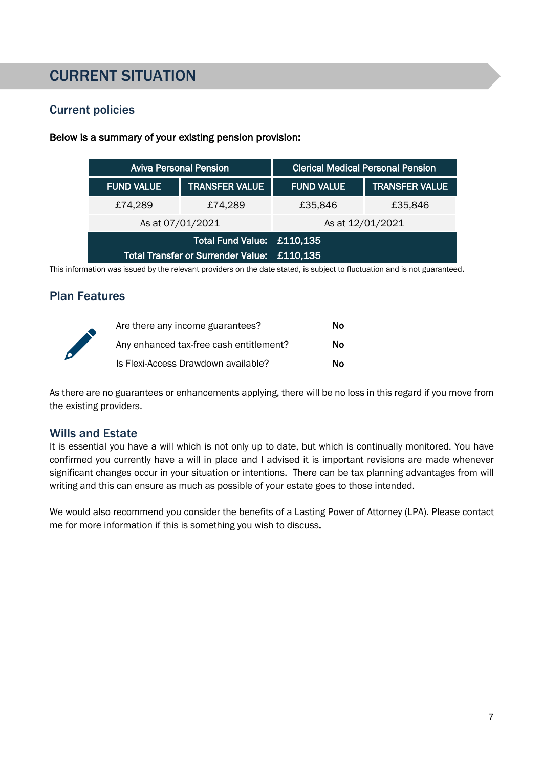# CURRENT SITUATION

## Current policies

**Below is a summary of your existing pension provision:**

| Aviva Personal Pension | | Clerical Medical Personal Pension | |
|---|---|---|---|
| FUND VALUE | TRANSFER VALUE | FUND VALUE | TRANSFER VALUE |
| £74,289 | £74,289 | £35,846 | £35,846 |
| As at 07/01/2021 | | As at 12/01/2021 | |
| Total Fund Value: | £110,135 | | |
| Total Transfer or Surrender Value: | £110,135 | | |

This information was issued by the relevant providers on the date stated, is subject to fluctuation and is not guaranteed.

## Plan Features

| | |
|---|---|
| Are there any income guarantees? | **No** |
| Any enhanced tax-free cash entitlement? | **No** |
| Is Flexi-Access Drawdown available? | **No** |

As there are no guarantees or enhancements applying, there will be no loss in this regard if you move from the existing providers.

## Wills and Estate

It is essential you have a will which is not only up to date, but which is continually monitored. You have confirmed you currently have a will in place and I advised it is important revisions are made whenever significant changes occur in your situation or intentions. There can be tax planning advantages from will writing and this can ensure as much as possible of your estate goes to those intended.

We would also recommend you consider the benefits of a Lasting Power of Attorney (LPA). Please contact me for more information if this is something you wish to discuss.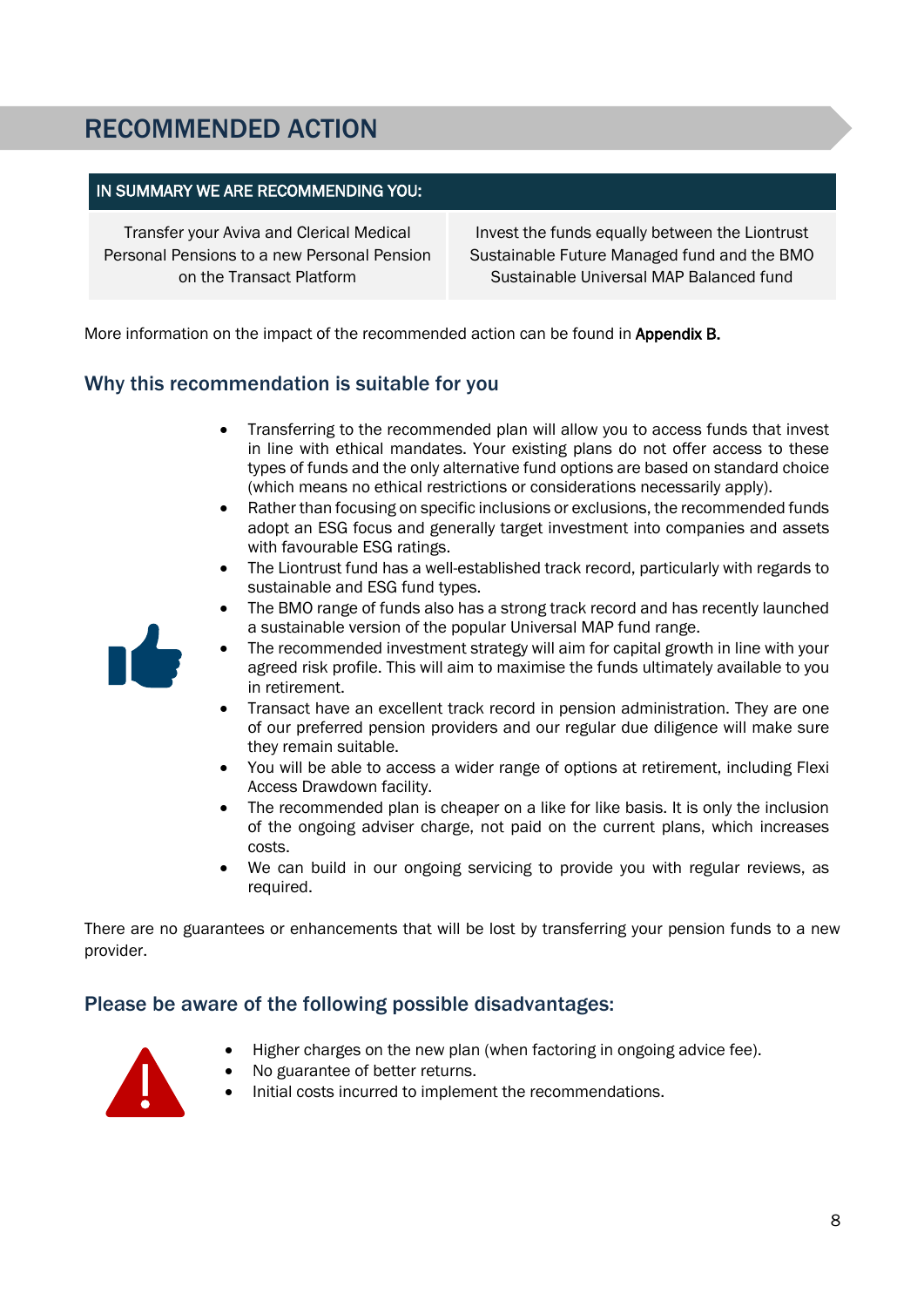# RECOMMENDED ACTION

| IN SUMMARY WE ARE RECOMMENDING YOU: | |
|---|---|
| Transfer your Aviva and Clerical Medical Personal Pensions to a new Personal Pension on the Transact Platform | Invest the funds equally between the Liontrust Sustainable Future Managed fund and the BMO Sustainable Universal MAP Balanced fund |

More information on the impact of the recommended action can be found in **Appendix B.**

## Why this recommendation is suitable for you

- Transferring to the recommended plan will allow you to access funds that invest in line with ethical mandates. Your existing plans do not offer access to these types of funds and the only alternative fund options are based on standard choice (which means no ethical restrictions or considerations necessarily apply).
- Rather than focusing on specific inclusions or exclusions, the recommended funds adopt an ESG focus and generally target investment into companies and assets with favourable ESG ratings.
- The Liontrust fund has a well-established track record, particularly with regards to sustainable and ESG fund types.
- The BMO range of funds also has a strong track record and has recently launched a sustainable version of the popular Universal MAP fund range.
- The recommended investment strategy will aim for capital growth in line with your agreed risk profile. This will aim to maximise the funds ultimately available to you in retirement.
- Transact have an excellent track record in pension administration. They are one of our preferred pension providers and our regular due diligence will make sure they remain suitable.
- You will be able to access a wider range of options at retirement, including Flexi Access Drawdown facility.
- The recommended plan is cheaper on a like for like basis. It is only the inclusion of the ongoing adviser charge, not paid on the current plans, which increases costs.
- We can build in our ongoing servicing to provide you with regular reviews, as required.

There are no guarantees or enhancements that will be lost by transferring your pension funds to a new provider.

## Please be aware of the following possible disadvantages:

- Higher charges on the new plan (when factoring in ongoing advice fee).
- No guarantee of better returns.
- Initial costs incurred to implement the recommendations.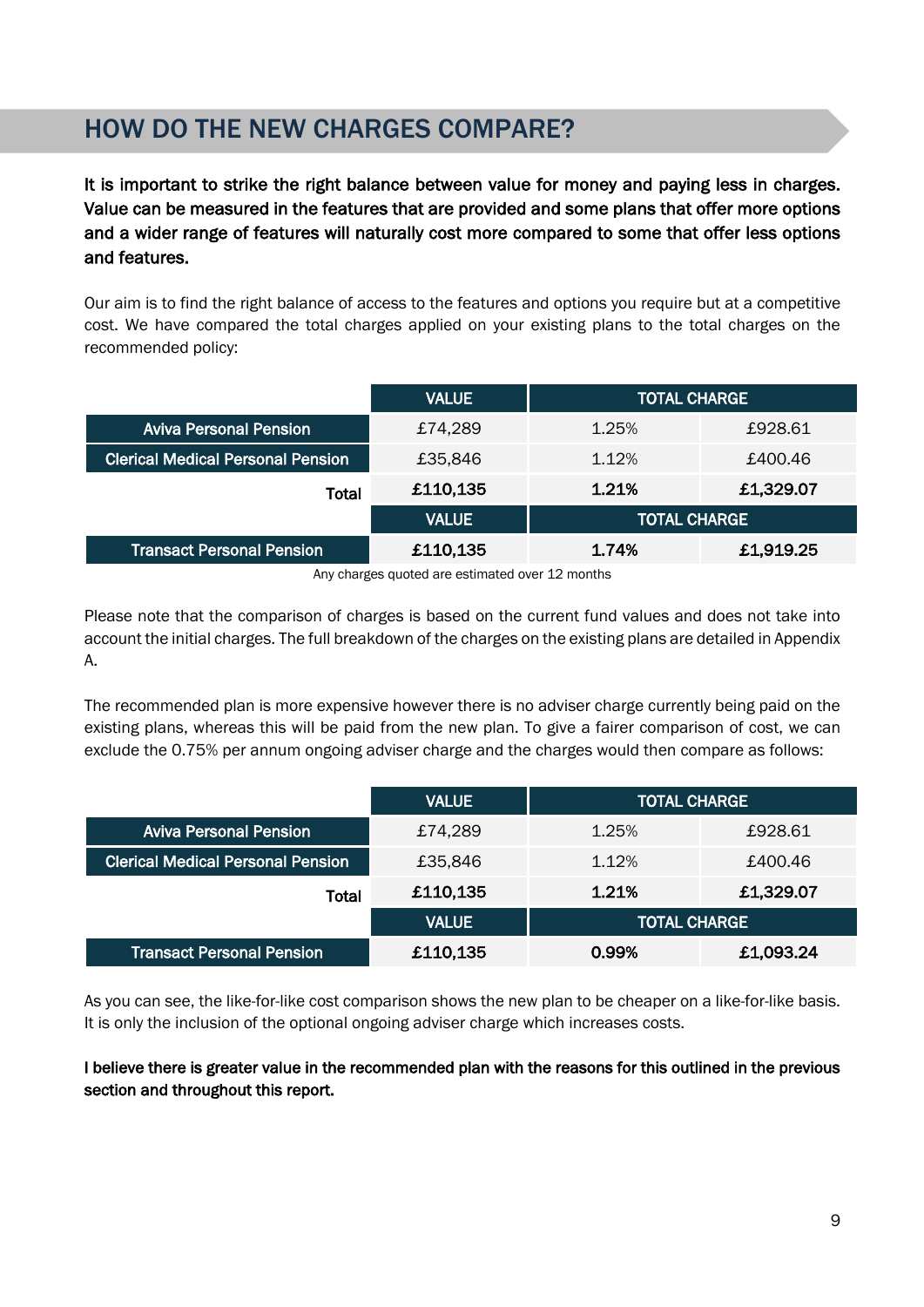## HOW DO THE NEW CHARGES COMPARE?

**It is important to strike the right balance between value for money and paying less in charges. Value can be measured in the features that are provided and some plans that offer more options and a wider range of features will naturally cost more compared to some that offer less options and features.**

Our aim is to find the right balance of access to the features and options you require but at a competitive cost. We have compared the total charges applied on your existing plans to the total charges on the recommended policy:

| | VALUE | TOTAL CHARGE | |
|---|---|---|---|
| Aviva Personal Pension | £74,289 | 1.25% | £928.61 |
| Clerical Medical Personal Pension | £35,846 | 1.12% | £400.46 |
| **Total** | **£110,135** | **1.21%** | **£1,329.07** |
| | **VALUE** | **TOTAL CHARGE** | |
| Transact Personal Pension | **£110,135** | **1.74%** | **£1,919.25** |

Any charges quoted are estimated over 12 months

Please note that the comparison of charges is based on the current fund values and does not take into account the initial charges. The full breakdown of the charges on the existing plans are detailed in Appendix A.

The recommended plan is more expensive however there is no adviser charge currently being paid on the existing plans, whereas this will be paid from the new plan. To give a fairer comparison of cost, we can exclude the 0.75% per annum ongoing adviser charge and the charges would then compare as follows:

| | VALUE | TOTAL CHARGE | |
|---|---|---|---|
| Aviva Personal Pension | £74,289 | 1.25% | £928.61 |
| Clerical Medical Personal Pension | £35,846 | 1.12% | £400.46 |
| **Total** | **£110,135** | **1.21%** | **£1,329.07** |
| | **VALUE** | **TOTAL CHARGE** | |
| Transact Personal Pension | **£110,135** | **0.99%** | **£1,093.24** |

As you can see, the like-for-like cost comparison shows the new plan to be cheaper on a like-for-like basis. It is only the inclusion of the optional ongoing adviser charge which increases costs.

**I believe there is greater value in the recommended plan with the reasons for this outlined in the previous section and throughout this report.**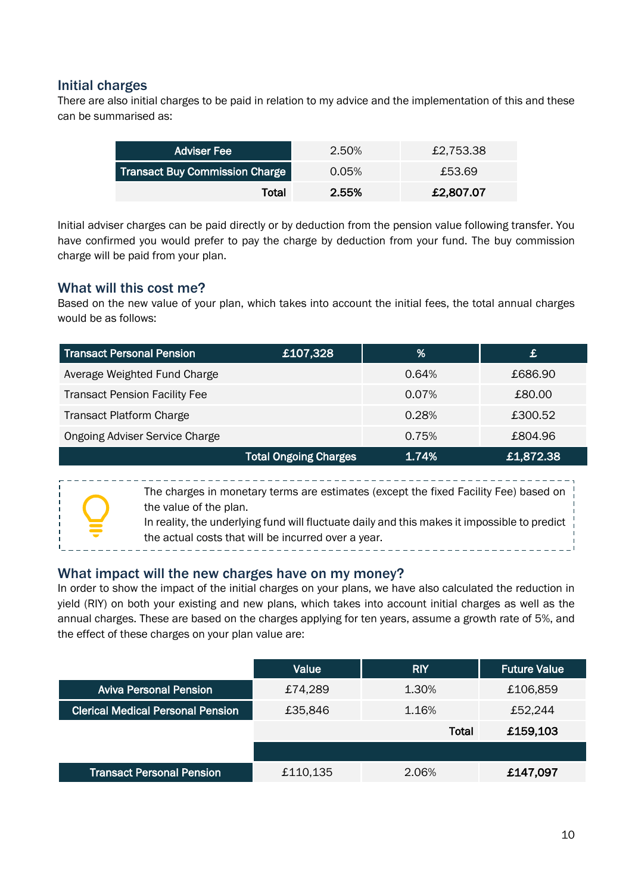## Initial charges

There are also initial charges to be paid in relation to my advice and the implementation of this and these can be summarised as:

| | | |
|---|---|---|
| Adviser Fee | 2.50% | £2,753.38 |
| Transact Buy Commission Charge | 0.05% | £53.69 |
| **Total** | **2.55%** | **£2,807.07** |

Initial adviser charges can be paid directly or by deduction from the pension value following transfer. You have confirmed you would prefer to pay the charge by deduction from your fund. The buy commission charge will be paid from your plan.

## What will this cost me?

Based on the new value of your plan, which takes into account the initial fees, the total annual charges would be as follows:

| Transact Personal Pension £107,328 | % | £ |
|---|---|---|
| Average Weighted Fund Charge | 0.64% | £686.90 |
| Transact Pension Facility Fee | 0.07% | £80.00 |
| Transact Platform Charge | 0.28% | £300.52 |
| Ongoing Adviser Service Charge | 0.75% | £804.96 |
| **Total Ongoing Charges** | **1.74%** | **£1,872.38** |

The charges in monetary terms are estimates (except the fixed Facility Fee) based on the value of the plan.
In reality, the underlying fund will fluctuate daily and this makes it impossible to predict the actual costs that will be incurred over a year.

## What impact will the new charges have on my money?

In order to show the impact of the initial charges on your plans, we have also calculated the reduction in yield (RIY) on both your existing and new plans, which takes into account initial charges as well as the annual charges. These are based on the charges applying for ten years, assume a growth rate of 5%, and the effect of these charges on your plan value are:

| | Value | RIY | Future Value |
|---|---|---|---|
| Aviva Personal Pension | £74,289 | 1.30% | £106,859 |
| Clerical Medical Personal Pension | £35,846 | 1.16% | £52,244 |
| | | **Total** | **£159,103** |
| | | | |
| Transact Personal Pension | £110,135 | 2.06% | **£147,097** |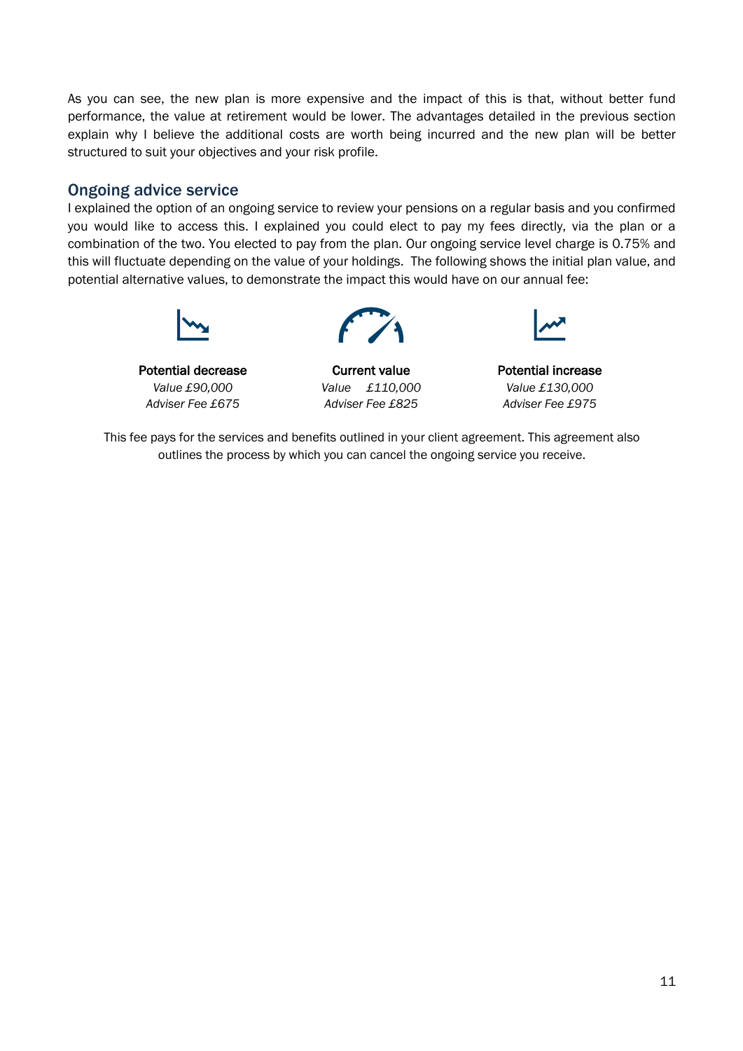As you can see, the new plan is more expensive and the impact of this is that, without better fund performance, the value at retirement would be lower. The advantages detailed in the previous section explain why I believe the additional costs are worth being incurred and the new plan will be better structured to suit your objectives and your risk profile.

## Ongoing advice service

I explained the option of an ongoing service to review your pensions on a regular basis and you confirmed you would like to access this. I explained you could elect to pay my fees directly, via the plan or a combination of the two. You elected to pay from the plan. Our ongoing service level charge is 0.75% and this will fluctuate depending on the value of your holdings. The following shows the initial plan value, and potential alternative values, to demonstrate the impact this would have on our annual fee:

| Potential decrease | Current value | Potential increase |
|---|---|---|
| *Value £90,000* | *Value £110,000* | *Value £130,000* |
| *Adviser Fee £675* | *Adviser Fee £825* | *Adviser Fee £975* |

This fee pays for the services and benefits outlined in your client agreement. This agreement also outlines the process by which you can cancel the ongoing service you receive.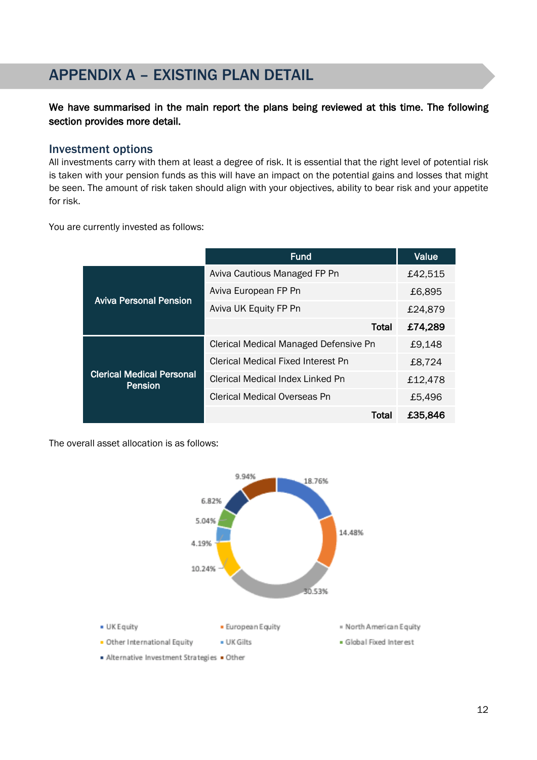# APPENDIX A – EXISTING PLAN DETAIL

**We have summarised in the main report the plans being reviewed at this time. The following section provides more detail.**

## Investment options

All investments carry with them at least a degree of risk. It is essential that the right level of potential risk is taken with your pension funds as this will have an impact on the potential gains and losses that might be seen. The amount of risk taken should align with your objectives, ability to bear risk and your appetite for risk.

You are currently invested as follows:

| | Fund | Value |
|---|---|---|
| **Aviva Personal Pension** | Aviva Cautious Managed FP Pn | £42,515 |
| | Aviva European FP Pn | £6,895 |
| | Aviva UK Equity FP Pn | £24,879 |
| | **Total** | **£74,289** |
| **Clerical Medical Personal Pension** | Clerical Medical Managed Defensive Pn | £9,148 |
| | Clerical Medical Fixed Interest Pn | £8,724 |
| | Clerical Medical Index Linked Pn | £12,478 |
| | Clerical Medical Overseas Pn | £5,496 |
| | **Total** | **£35,846** |

The overall asset allocation is as follows:

| Asset class | Allocation |
|---|---|
| UK Equity | 18.76% |
| European Equity | 14.48% |
| North American Equity | 30.53% |
| Other International Equity | 10.24% |
| UK Gilts | 4.19% |
| Global Fixed Interest | 5.04% |
| Alternative Investment Strategies | 6.82% |
| Other | 9.94% |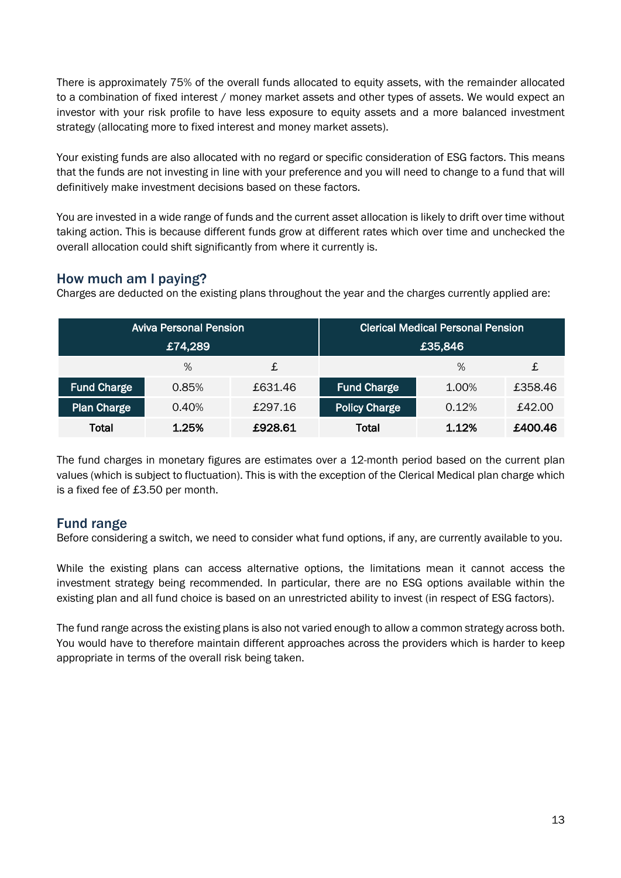There is approximately 75% of the overall funds allocated to equity assets, with the remainder allocated to a combination of fixed interest / money market assets and other types of assets. We would expect an investor with your risk profile to have less exposure to equity assets and a more balanced investment strategy (allocating more to fixed interest and money market assets).

Your existing funds are also allocated with no regard or specific consideration of ESG factors. This means that the funds are not investing in line with your preference and you will need to change to a fund that will definitively make investment decisions based on these factors.

You are invested in a wide range of funds and the current asset allocation is likely to drift over time without taking action. This is because different funds grow at different rates which over time and unchecked the overall allocation could shift significantly from where it currently is.

## How much am I paying?

Charges are deducted on the existing plans throughout the year and the charges currently applied are:

| Aviva Personal Pension £74,289 | | | Clerical Medical Personal Pension £35,846 | | |
|---|---|---|---|---|---|
| | % | £ | | % | £ |
| Fund Charge | 0.85% | £631.46 | Fund Charge | 1.00% | £358.46 |
| Plan Charge | 0.40% | £297.16 | Policy Charge | 0.12% | £42.00 |
| **Total** | **1.25%** | **£928.61** | **Total** | **1.12%** | **£400.46** |

The fund charges in monetary figures are estimates over a 12-month period based on the current plan values (which is subject to fluctuation). This is with the exception of the Clerical Medical plan charge which is a fixed fee of £3.50 per month.

## Fund range

Before considering a switch, we need to consider what fund options, if any, are currently available to you.

While the existing plans can access alternative options, the limitations mean it cannot access the investment strategy being recommended. In particular, there are no ESG options available within the existing plan and all fund choice is based on an unrestricted ability to invest (in respect of ESG factors).

The fund range across the existing plans is also not varied enough to allow a common strategy across both. You would have to therefore maintain different approaches across the providers which is harder to keep appropriate in terms of the overall risk being taken.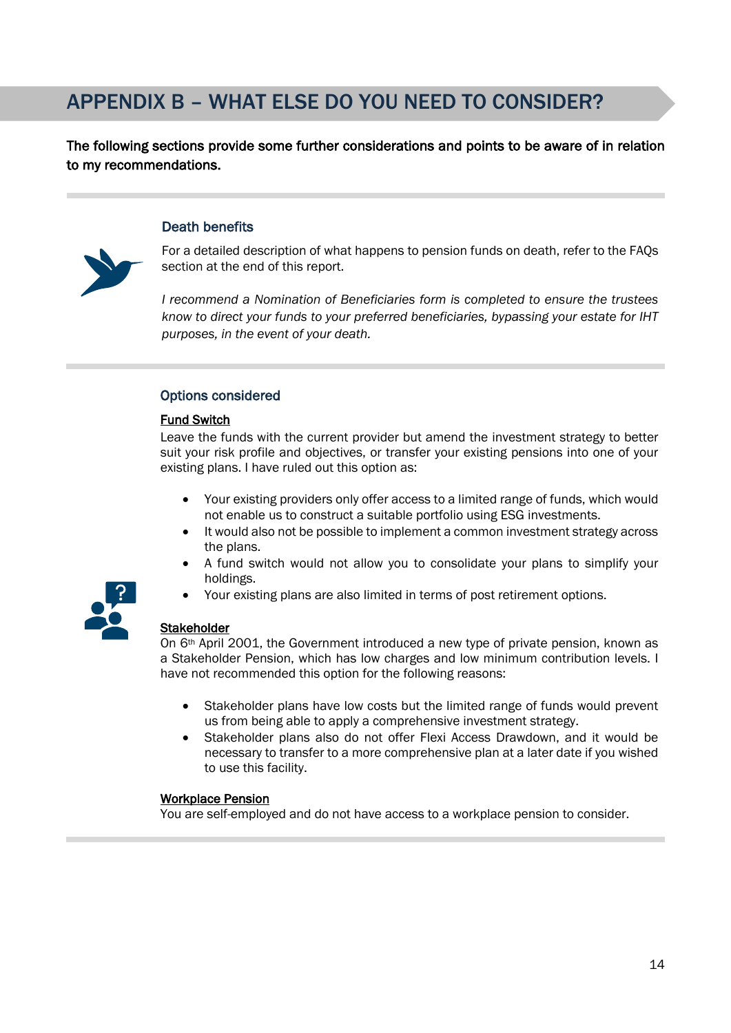# APPENDIX B – WHAT ELSE DO YOU NEED TO CONSIDER?

**The following sections provide some further considerations and points to be aware of in relation to my recommendations.**

## Death benefits

For a detailed description of what happens to pension funds on death, refer to the FAQs section at the end of this report.

*I recommend a Nomination of Beneficiaries form is completed to ensure the trustees know to direct your funds to your preferred beneficiaries, bypassing your estate for IHT purposes, in the event of your death.*

## Options considered

**Fund Switch**

Leave the funds with the current provider but amend the investment strategy to better suit your risk profile and objectives, or transfer your existing pensions into one of your existing plans. I have ruled out this option as:

- Your existing providers only offer access to a limited range of funds, which would not enable us to construct a suitable portfolio using ESG investments.
- It would also not be possible to implement a common investment strategy across the plans.
- A fund switch would not allow you to consolidate your plans to simplify your holdings.
- Your existing plans are also limited in terms of post retirement options.

**Stakeholder**

On 6th April 2001, the Government introduced a new type of private pension, known as a Stakeholder Pension, which has low charges and low minimum contribution levels. I have not recommended this option for the following reasons:

- Stakeholder plans have low costs but the limited range of funds would prevent us from being able to apply a comprehensive investment strategy.
- Stakeholder plans also do not offer Flexi Access Drawdown, and it would be necessary to transfer to a more comprehensive plan at a later date if you wished to use this facility.

**Workplace Pension**

You are self-employed and do not have access to a workplace pension to consider.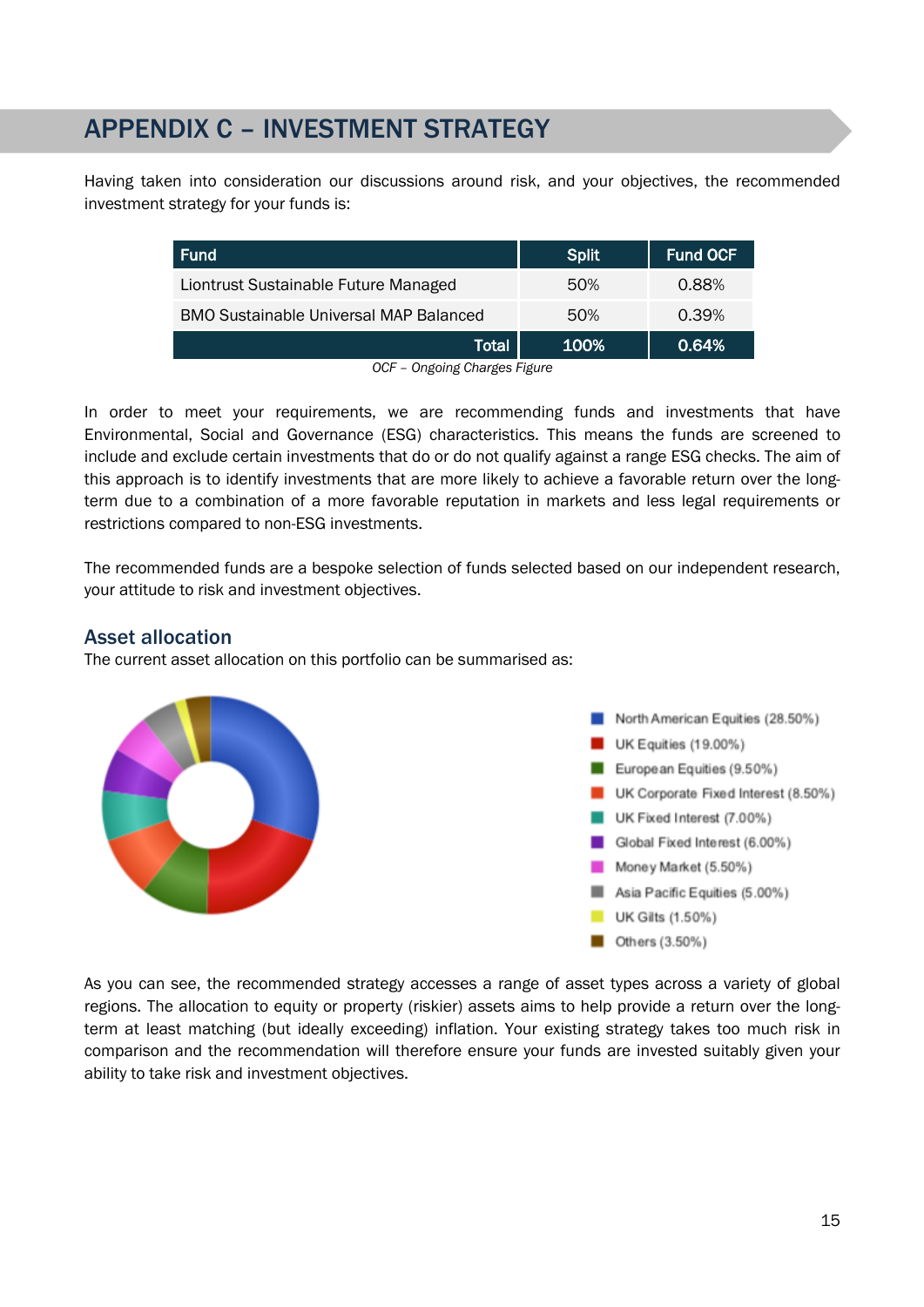# APPENDIX C – INVESTMENT STRATEGY

Having taken into consideration our discussions around risk, and your objectives, the recommended investment strategy for your funds is:

| Fund | Split | Fund OCF |
|---|---|---|
| Liontrust Sustainable Future Managed | 50% | 0.88% |
| BMO Sustainable Universal MAP Balanced | 50% | 0.39% |
| **Total** | **100%** | **0.64%** |

*OCF – Ongoing Charges Figure*

In order to meet your requirements, we are recommending funds and investments that have Environmental, Social and Governance (ESG) characteristics. This means the funds are screened to include and exclude certain investments that do or do not qualify against a range ESG checks. The aim of this approach is to identify investments that are more likely to achieve a favorable return over the long-term due to a combination of a more favorable reputation in markets and less legal requirements or restrictions compared to non-ESG investments.

The recommended funds are a bespoke selection of funds selected based on our independent research, your attitude to risk and investment objectives.

## Asset allocation

The current asset allocation on this portfolio can be summarised as:

- North American Equities (28.50%)
- UK Equities (19.00%)
- European Equities (9.50%)
- UK Corporate Fixed Interest (8.50%)
- UK Fixed Interest (7.00%)
- Global Fixed Interest (6.00%)
- Money Market (5.50%)
- Asia Pacific Equities (5.00%)
- UK Gilts (1.50%)
- Others (3.50%)

As you can see, the recommended strategy accesses a range of asset types across a variety of global regions. The allocation to equity or property (riskier) assets aims to help provide a return over the long-term at least matching (but ideally exceeding) inflation. Your existing strategy takes too much risk in comparison and the recommendation will therefore ensure your funds are invested suitably given your ability to take risk and investment objectives.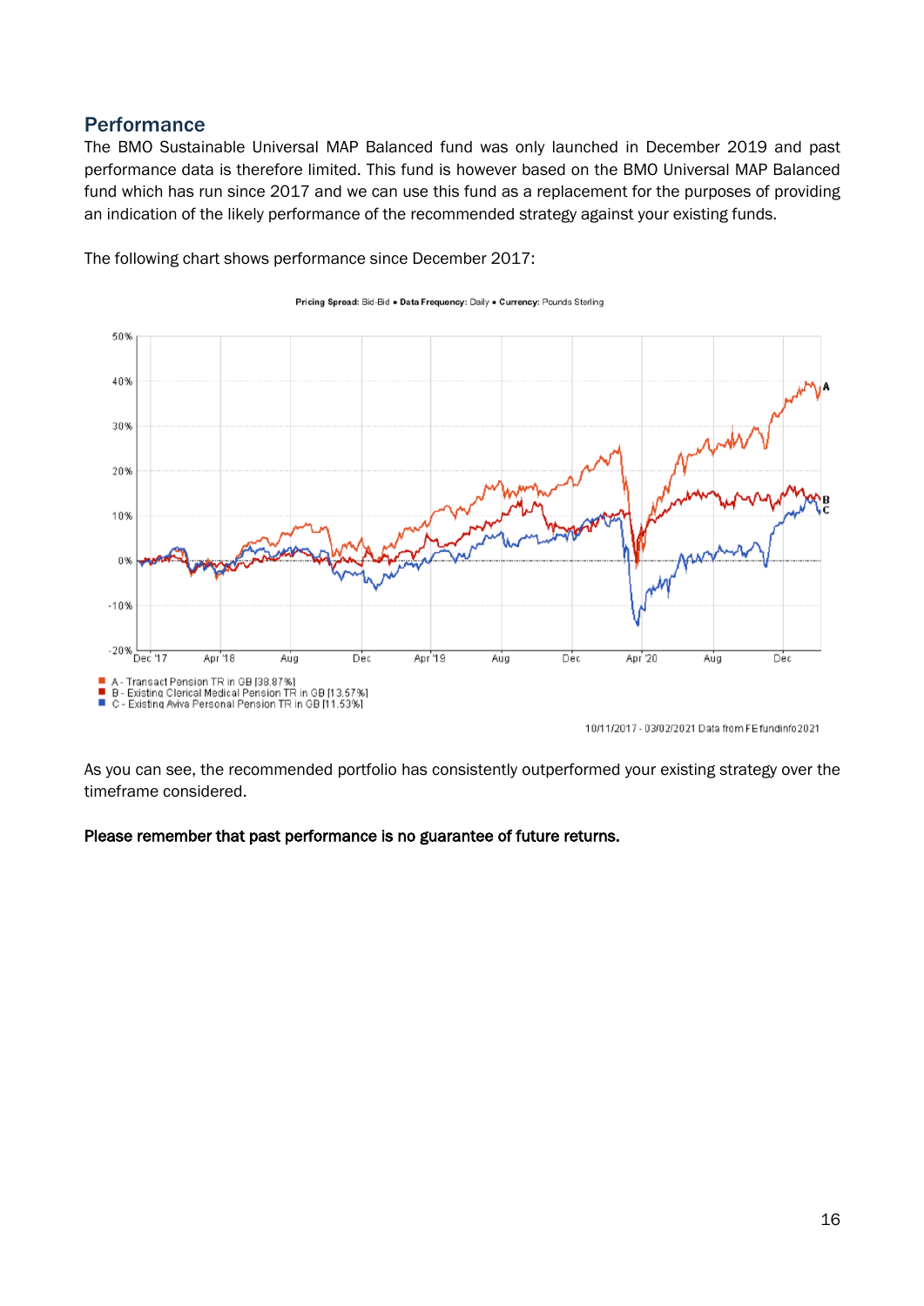## Performance

The BMO Sustainable Universal MAP Balanced fund was only launched in December 2019 and past performance data is therefore limited. This fund is however based on the BMO Universal MAP Balanced fund which has run since 2017 and we can use this fund as a replacement for the purposes of providing an indication of the likely performance of the recommended strategy against your existing funds.

The following chart shows performance since December 2017:

**Pricing Spread:** Bid-Bid • **Data Frequency:** Daily • **Currency:** Pounds Sterling

- A - Transact Pension TR in GB [38.87%]
- B - Existing Clerical Medical Pension TR in GB [13.57%]
- C - Existing Aviva Personal Pension TR in GB [11.53%]

10/11/2017 - 03/02/2021 Data from FE fundinfo2021

As you can see, the recommended portfolio has consistently outperformed your existing strategy over the timeframe considered.

**Please remember that past performance is no guarantee of future returns.**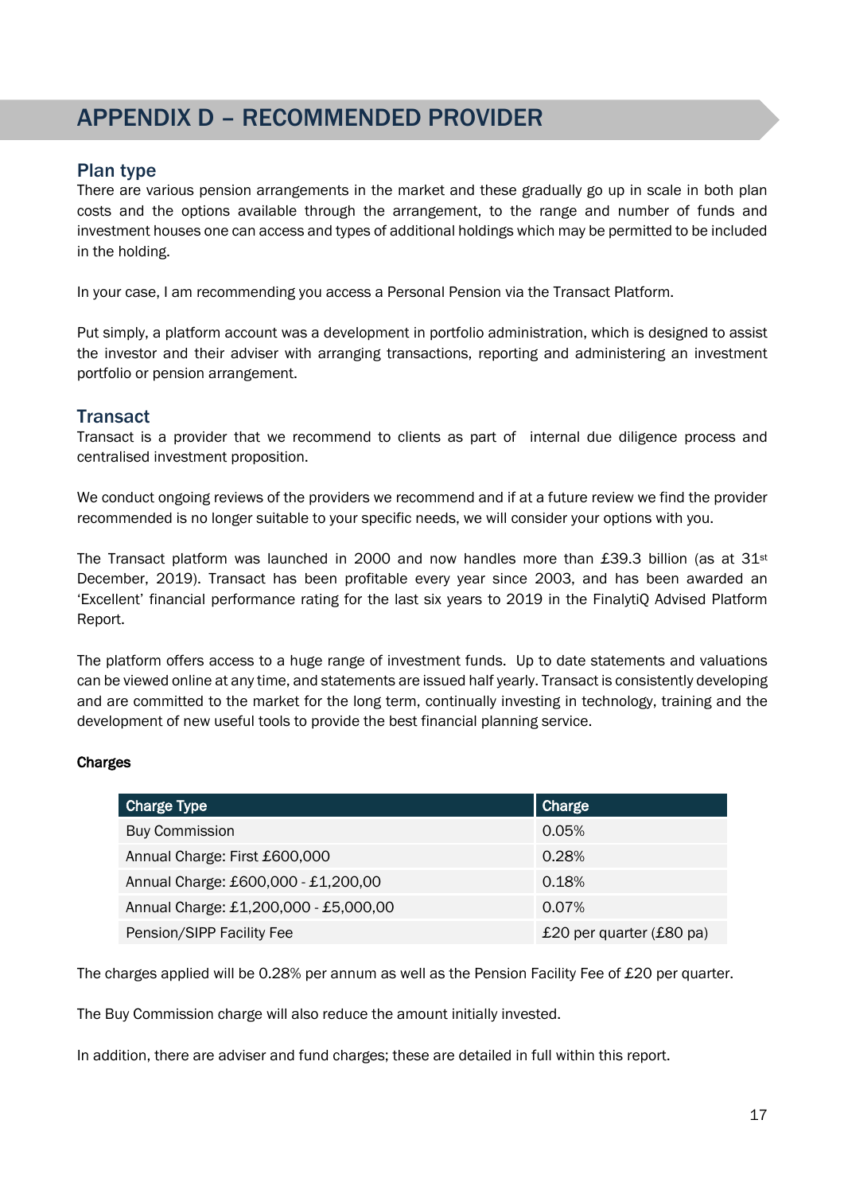# APPENDIX D – RECOMMENDED PROVIDER

## Plan type

There are various pension arrangements in the market and these gradually go up in scale in both plan costs and the options available through the arrangement, to the range and number of funds and investment houses one can access and types of additional holdings which may be permitted to be included in the holding.

In your case, I am recommending you access a Personal Pension via the Transact Platform.

Put simply, a platform account was a development in portfolio administration, which is designed to assist the investor and their adviser with arranging transactions, reporting and administering an investment portfolio or pension arrangement.

## Transact

Transact is a provider that we recommend to clients as part of internal due diligence process and centralised investment proposition.

We conduct ongoing reviews of the providers we recommend and if at a future review we find the provider recommended is no longer suitable to your specific needs, we will consider your options with you.

The Transact platform was launched in 2000 and now handles more than £39.3 billion (as at 31st December, 2019). Transact has been profitable every year since 2003, and has been awarded an 'Excellent' financial performance rating for the last six years to 2019 in the FinalytiQ Advised Platform Report.

The platform offers access to a huge range of investment funds. Up to date statements and valuations can be viewed online at any time, and statements are issued half yearly. Transact is consistently developing and are committed to the market for the long term, continually investing in technology, training and the development of new useful tools to provide the best financial planning service.

**Charges**

| Charge Type | Charge |
| --- | --- |
| Buy Commission | 0.05% |
| Annual Charge: First £600,000 | 0.28% |
| Annual Charge: £600,000 - £1,200,00 | 0.18% |
| Annual Charge: £1,200,000 - £5,000,00 | 0.07% |
| Pension/SIPP Facility Fee | £20 per quarter (£80 pa) |

The charges applied will be 0.28% per annum as well as the Pension Facility Fee of £20 per quarter.

The Buy Commission charge will also reduce the amount initially invested.

In addition, there are adviser and fund charges; these are detailed in full within this report.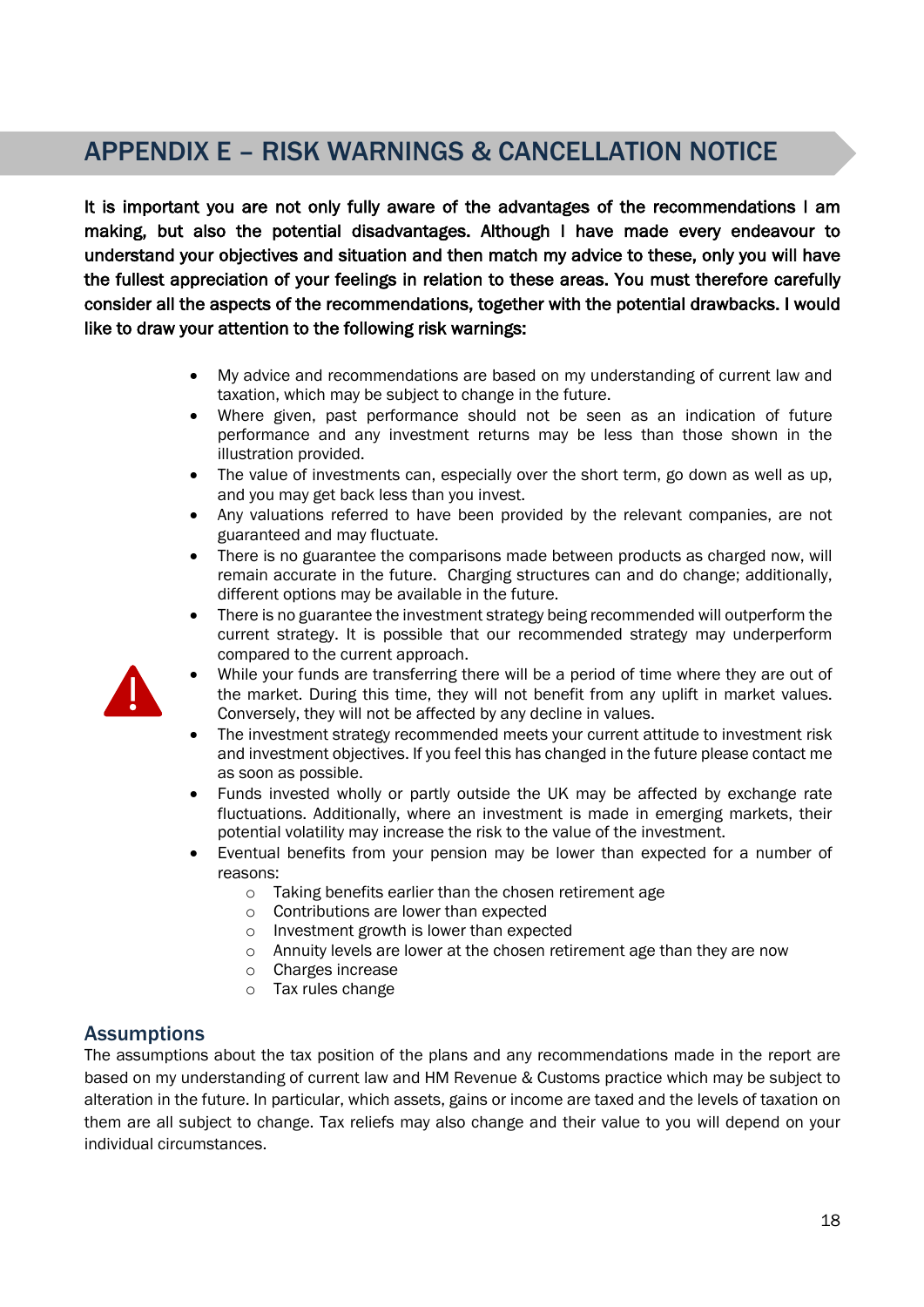# APPENDIX E – RISK WARNINGS & CANCELLATION NOTICE

**It is important you are not only fully aware of the advantages of the recommendations I am making, but also the potential disadvantages. Although I have made every endeavour to understand your objectives and situation and then match my advice to these, only you will have the fullest appreciation of your feelings in relation to these areas. You must therefore carefully consider all the aspects of the recommendations, together with the potential drawbacks. I would like to draw your attention to the following risk warnings:**

- My advice and recommendations are based on my understanding of current law and taxation, which may be subject to change in the future.
- Where given, past performance should not be seen as an indication of future performance and any investment returns may be less than those shown in the illustration provided.
- The value of investments can, especially over the short term, go down as well as up, and you may get back less than you invest.
- Any valuations referred to have been provided by the relevant companies, are not guaranteed and may fluctuate.
- There is no guarantee the comparisons made between products as charged now, will remain accurate in the future. Charging structures can and do change; additionally, different options may be available in the future.
- There is no guarantee the investment strategy being recommended will outperform the current strategy. It is possible that our recommended strategy may underperform compared to the current approach.
- While your funds are transferring there will be a period of time where they are out of the market. During this time, they will not benefit from any uplift in market values. Conversely, they will not be affected by any decline in values.
- The investment strategy recommended meets your current attitude to investment risk and investment objectives. If you feel this has changed in the future please contact me as soon as possible.
- Funds invested wholly or partly outside the UK may be affected by exchange rate fluctuations. Additionally, where an investment is made in emerging markets, their potential volatility may increase the risk to the value of the investment.
- Eventual benefits from your pension may be lower than expected for a number of reasons:
  - Taking benefits earlier than the chosen retirement age
  - Contributions are lower than expected
  - Investment growth is lower than expected
  - Annuity levels are lower at the chosen retirement age than they are now
  - Charges increase
  - Tax rules change

## Assumptions

The assumptions about the tax position of the plans and any recommendations made in the report are based on my understanding of current law and HM Revenue & Customs practice which may be subject to alteration in the future. In particular, which assets, gains or income are taxed and the levels of taxation on them are all subject to change. Tax reliefs may also change and their value to you will depend on your individual circumstances.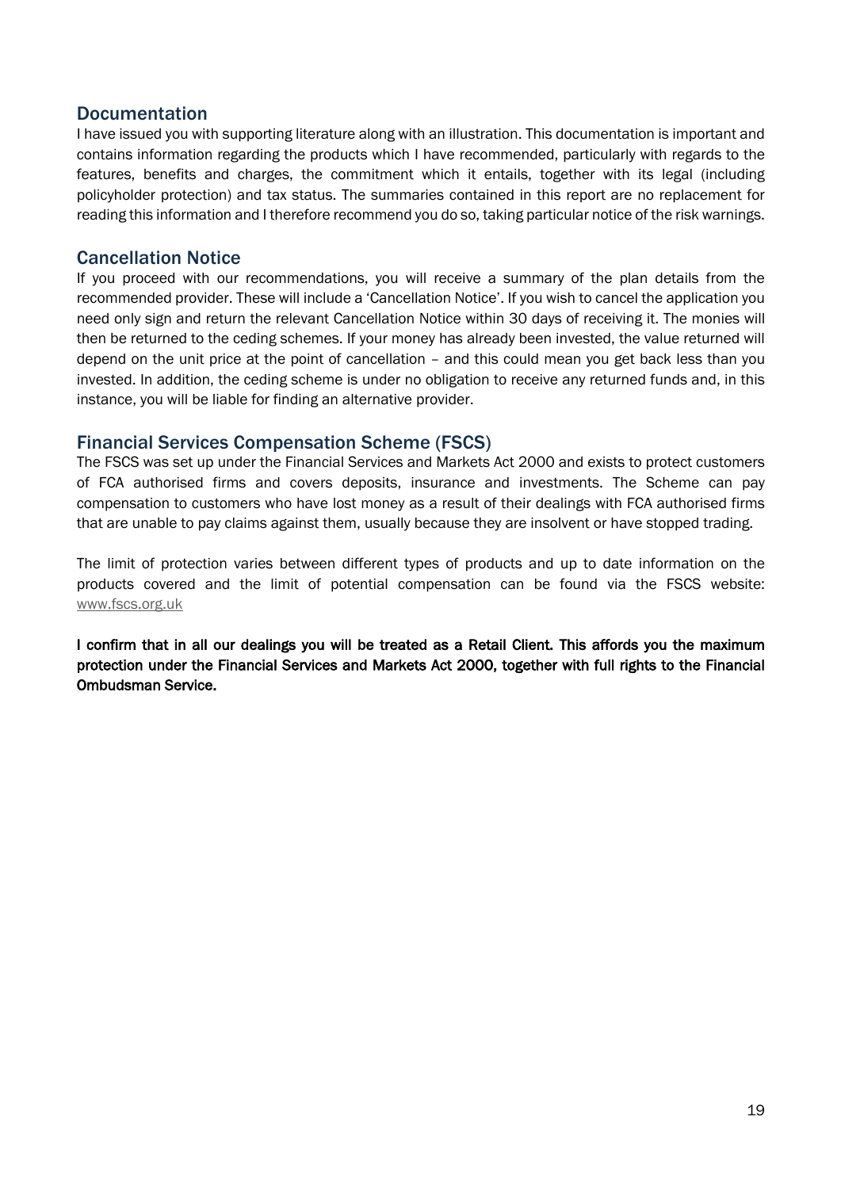## Documentation

I have issued you with supporting literature along with an illustration. This documentation is important and contains information regarding the products which I have recommended, particularly with regards to the features, benefits and charges, the commitment which it entails, together with its legal (including policyholder protection) and tax status. The summaries contained in this report are no replacement for reading this information and I therefore recommend you do so, taking particular notice of the risk warnings.

## Cancellation Notice

If you proceed with our recommendations, you will receive a summary of the plan details from the recommended provider. These will include a 'Cancellation Notice'. If you wish to cancel the application you need only sign and return the relevant Cancellation Notice within 30 days of receiving it. The monies will then be returned to the ceding schemes. If your money has already been invested, the value returned will depend on the unit price at the point of cancellation – and this could mean you get back less than you invested. In addition, the ceding scheme is under no obligation to receive any returned funds and, in this instance, you will be liable for finding an alternative provider.

## Financial Services Compensation Scheme (FSCS)

The FSCS was set up under the Financial Services and Markets Act 2000 and exists to protect customers of FCA authorised firms and covers deposits, insurance and investments. The Scheme can pay compensation to customers who have lost money as a result of their dealings with FCA authorised firms that are unable to pay claims against them, usually because they are insolvent or have stopped trading.

The limit of protection varies between different types of products and up to date information on the products covered and the limit of potential compensation can be found via the FSCS website: www.fscs.org.uk

**I confirm that in all our dealings you will be treated as a Retail Client. This affords you the maximum protection under the Financial Services and Markets Act 2000, together with full rights to the Financial Ombudsman Service.**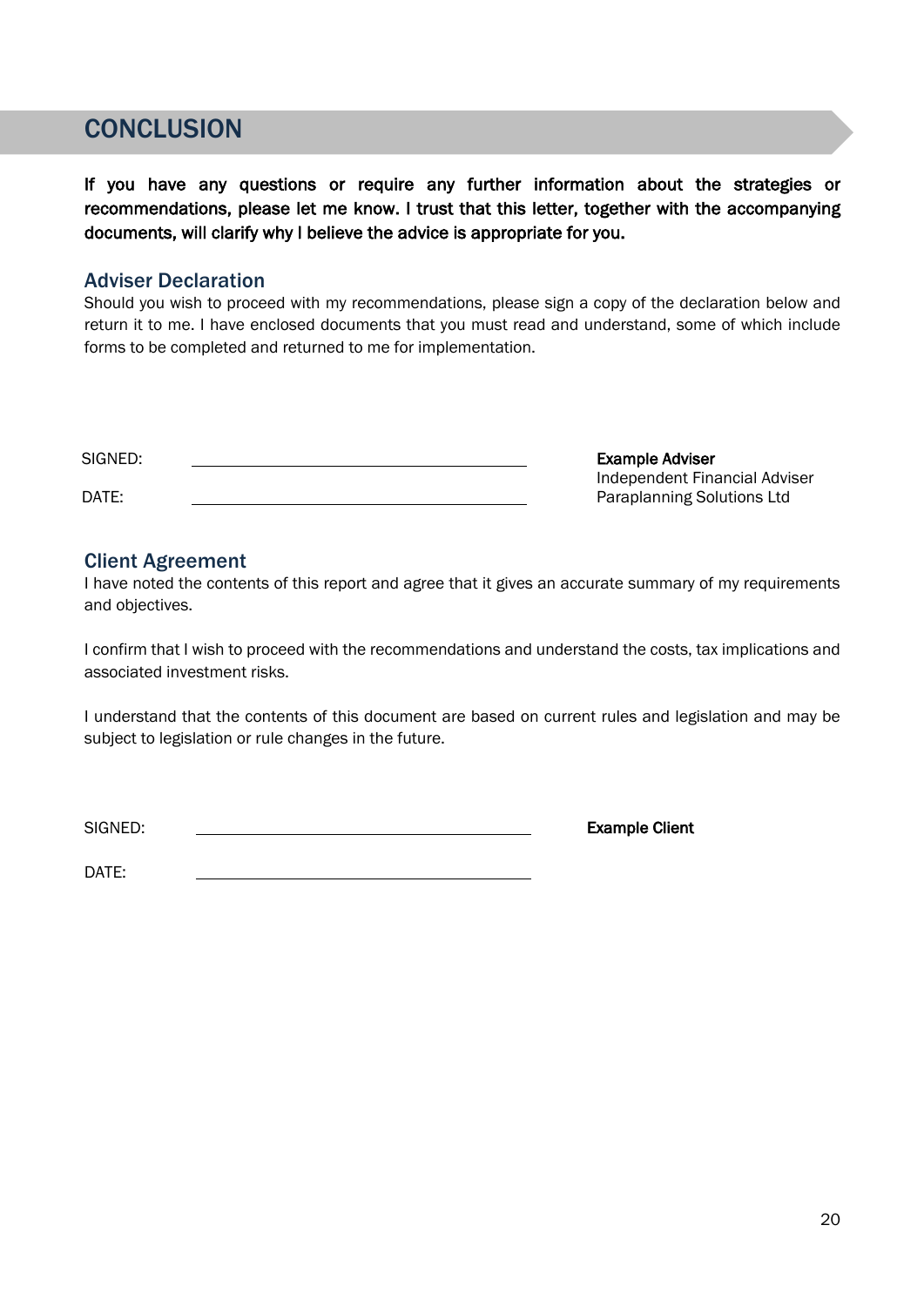# CONCLUSION

**If you have any questions or require any further information about the strategies or recommendations, please let me know. I trust that this letter, together with the accompanying documents, will clarify why I believe the advice is appropriate for you.**

## Adviser Declaration

Should you wish to proceed with my recommendations, please sign a copy of the declaration below and return it to me. I have enclosed documents that you must read and understand, some of which include forms to be completed and returned to me for implementation.

SIGNED: ______________________________

DATE: ______________________________

**Example Adviser**
Independent Financial Adviser
Paraplanning Solutions Ltd

## Client Agreement

I have noted the contents of this report and agree that it gives an accurate summary of my requirements and objectives.

I confirm that I wish to proceed with the recommendations and understand the costs, tax implications and associated investment risks.

I understand that the contents of this document are based on current rules and legislation and may be subject to legislation or rule changes in the future.

SIGNED: ______________________________

DATE: ______________________________

**Example Client**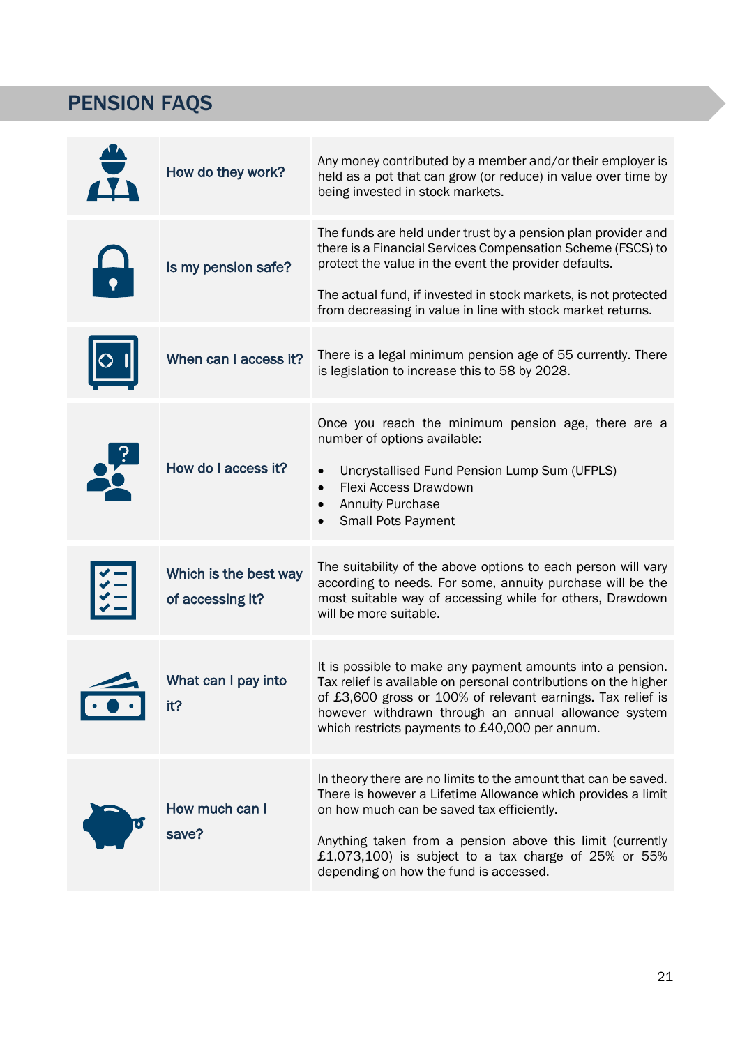## PENSION FAQS

| | | |
|---|---|---|
| | How do they work? | Any money contributed by a member and/or their employer is held as a pot that can grow (or reduce) in value over time by being invested in stock markets. |
| | Is my pension safe? | The funds are held under trust by a pension plan provider and there is a Financial Services Compensation Scheme (FSCS) to protect the value in the event the provider defaults.<br><br>The actual fund, if invested in stock markets, is not protected from decreasing in value in line with stock market returns. |
| | When can I access it? | There is a legal minimum pension age of 55 currently. There is legislation to increase this to 58 by 2028. |
| | How do I access it? | Once you reach the minimum pension age, there are a number of options available:<br><br>• Uncrystallised Fund Pension Lump Sum (UFPLS)<br>• Flexi Access Drawdown<br>• Annuity Purchase<br>• Small Pots Payment |
| | Which is the best way of accessing it? | The suitability of the above options to each person will vary according to needs. For some, annuity purchase will be the most suitable way of accessing while for others, Drawdown will be more suitable. |
| | What can I pay into it? | It is possible to make any payment amounts into a pension. Tax relief is available on personal contributions on the higher of £3,600 gross or 100% of relevant earnings. Tax relief is however withdrawn through an annual allowance system which restricts payments to £40,000 per annum. |
| | How much can I save? | In theory there are no limits to the amount that can be saved. There is however a Lifetime Allowance which provides a limit on how much can be saved tax efficiently.<br><br>Anything taken from a pension above this limit (currently £1,073,100) is subject to a tax charge of 25% or 55% depending on how the fund is accessed. |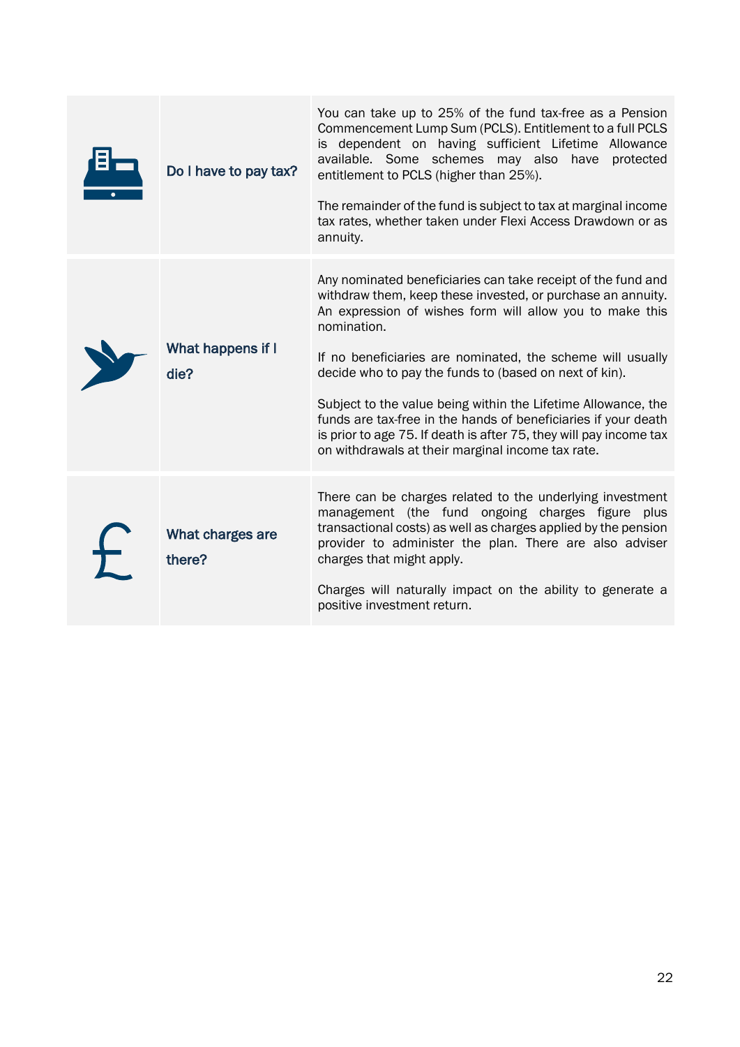| | | |
|---|---|---|
| | Do I have to pay tax? | You can take up to 25% of the fund tax-free as a Pension Commencement Lump Sum (PCLS). Entitlement to a full PCLS is dependent on having sufficient Lifetime Allowance available. Some schemes may also have protected entitlement to PCLS (higher than 25%).<br><br>The remainder of the fund is subject to tax at marginal income tax rates, whether taken under Flexi Access Drawdown or as annuity. |
| | What happens if I die? | Any nominated beneficiaries can take receipt of the fund and withdraw them, keep these invested, or purchase an annuity. An expression of wishes form will allow you to make this nomination.<br><br>If no beneficiaries are nominated, the scheme will usually decide who to pay the funds to (based on next of kin).<br><br>Subject to the value being within the Lifetime Allowance, the funds are tax-free in the hands of beneficiaries if your death is prior to age 75. If death is after 75, they will pay income tax on withdrawals at their marginal income tax rate. |
| £ | What charges are there? | There can be charges related to the underlying investment management (the fund ongoing charges figure plus transactional costs) as well as charges applied by the pension provider to administer the plan. There are also adviser charges that might apply.<br><br>Charges will naturally impact on the ability to generate a positive investment return. |